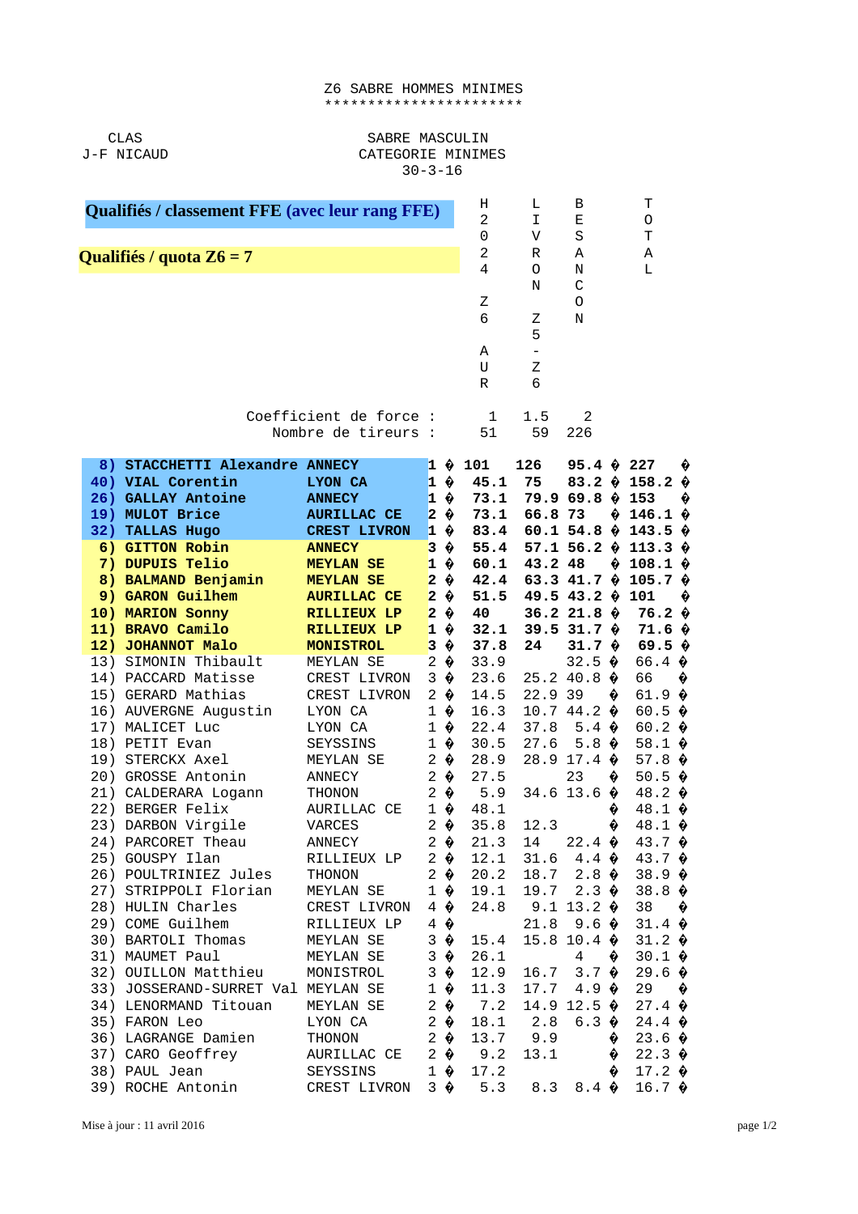Z6 SABRE HOMMES MINIMES
***********************

CLAS
J-F NICAUD

SABRE MASCULIN
CATEGORIE MINIMES
30-3-16

**Qualifiés / classement FFE (avec leur rang FFE)**

**Qualifiés / quota Z6 = 7**

| Rang | Nom | Club | | | H2024 Z6 AUR | LIVRON Z5-Z6 | BESANCON | | TOTAL | |
|---|---|---|---|---|---|---|---|---|---|---|
| | | | | Coefficient de force : | 1 | 1.5 | 2 | | | |
| | | | | Nombre de tireurs : | 51 | 59 | 226 | | | |
| **8)** | **STACCHETTI Alexandre** | **ANNECY** | **1** | **�** | **101** | **126** | **95.4** | **�** | **227** | **�** |
| **40)** | **VIAL Corentin** | **LYON CA** | **1** | **�** | **45.1** | **75** | **83.2** | **�** | **158.2** | **�** |
| **26)** | **GALLAY Antoine** | **ANNECY** | **1** | **�** | **73.1** | **79.9** | **69.8** | **�** | **153** | **�** |
| **19)** | **MULOT Brice** | **AURILLAC CE** | **2** | **�** | **73.1** | **66.8** | **73** | **�** | **146.1** | **�** |
| **32)** | **TALLAS Hugo** | **CREST LIVRON** | **1** | **�** | **83.4** | **60.1** | **54.8** | **�** | **143.5** | **�** |
| **6)** | **GITTON Robin** | **ANNECY** | **3** | **�** | **55.4** | **57.1** | **56.2** | **�** | **113.3** | **�** |
| **7)** | **DUPUIS Telio** | **MEYLAN SE** | **1** | **�** | **60.1** | **43.2** | **48** | **�** | **108.1** | **�** |
| **8)** | **BALMAND Benjamin** | **MEYLAN SE** | **2** | **�** | **42.4** | **63.3** | **41.7** | **�** | **105.7** | **�** |
| **9)** | **GARON Guilhem** | **AURILLAC CE** | **2** | **�** | **51.5** | **49.5** | **43.2** | **�** | **101** | **�** |
| **10)** | **MARION Sonny** | **RILLIEUX LP** | **2** | **�** | **40** | **36.2** | **21.8** | **�** | **76.2** | **�** |
| **11)** | **BRAVO Camilo** | **RILLIEUX LP** | **1** | **�** | **32.1** | **39.5** | **31.7** | **�** | **71.6** | **�** |
| **12)** | **JOHANNOT Malo** | **MONISTROL** | **3** | **�** | **37.8** | **24** | **31.7** | **�** | **69.5** | **�** |
| 13) | SIMONIN Thibault | MEYLAN SE | 2 | � | 33.9 | | 32.5 | � | 66.4 | � |
| 14) | PACCARD Matisse | CREST LIVRON | 3 | � | 23.6 | 25.2 | 40.8 | � | 66 | � |
| 15) | GERARD Mathias | CREST LIVRON | 2 | � | 14.5 | 22.9 | 39 | � | 61.9 | � |
| 16) | AUVERGNE Augustin | LYON CA | 1 | � | 16.3 | 10.7 | 44.2 | � | 60.5 | � |
| 17) | MALICET Luc | LYON CA | 1 | � | 22.4 | 37.8 | 5.4 | � | 60.2 | � |
| 18) | PETIT Evan | SEYSSINS | 1 | � | 30.5 | 27.6 | 5.8 | � | 58.1 | � |
| 19) | STERCKX Axel | MEYLAN SE | 2 | � | 28.9 | 28.9 | 17.4 | � | 57.8 | � |
| 20) | GROSSE Antonin | ANNECY | 2 | � | 27.5 | | 23 | � | 50.5 | � |
| 21) | CALDERARA Logann | THONON | 2 | � | 5.9 | 34.6 | 13.6 | � | 48.2 | � |
| 22) | BERGER Felix | AURILLAC CE | 1 | � | 48.1 | | | � | 48.1 | � |
| 23) | DARBON Virgile | VARCES | 2 | � | 35.8 | 12.3 | | � | 48.1 | � |
| 24) | PARCORET Theau | ANNECY | 2 | � | 21.3 | 14 | 22.4 | � | 43.7 | � |
| 25) | GOUSPY Ilan | RILLIEUX LP | 2 | � | 12.1 | 31.6 | 4.4 | � | 43.7 | � |
| 26) | POULTRINIEZ Jules | THONON | 2 | � | 20.2 | 18.7 | 2.8 | � | 38.9 | � |
| 27) | STRIPPOLI Florian | MEYLAN SE | 1 | � | 19.1 | 19.7 | 2.3 | � | 38.8 | � |
| 28) | HULIN Charles | CREST LIVRON | 4 | � | 24.8 | 9.1 | 13.2 | � | 38 | � |
| 29) | COME Guilhem | RILLIEUX LP | 4 | � | | 21.8 | 9.6 | � | 31.4 | � |
| 30) | BARTOLI Thomas | MEYLAN SE | 3 | � | 15.4 | 15.8 | 10.4 | � | 31.2 | � |
| 31) | MAUMET Paul | MEYLAN SE | 3 | � | 26.1 | | 4 | � | 30.1 | � |
| 32) | OUILLON Matthieu | MONISTROL | 3 | � | 12.9 | 16.7 | 3.7 | � | 29.6 | � |
| 33) | JOSSERAND-SURRET Val | MEYLAN SE | 1 | � | 11.3 | 17.7 | 4.9 | � | 29 | � |
| 34) | LENORMAND Titouan | MEYLAN SE | 2 | � | 7.2 | 14.9 | 12.5 | � | 27.4 | � |
| 35) | FARON Leo | LYON CA | 2 | � | 18.1 | 2.8 | 6.3 | � | 24.4 | � |
| 36) | LAGRANGE Damien | THONON | 2 | � | 13.7 | 9.9 | | � | 23.6 | � |
| 37) | CARO Geoffrey | AURILLAC CE | 2 | � | 9.2 | 13.1 | | � | 22.3 | � |
| 38) | PAUL Jean | SEYSSINS | 1 | � | 17.2 | | | � | 17.2 | � |
| 39) | ROCHE Antonin | CREST LIVRON | 3 | � | 5.3 | 8.3 | 8.4 | � | 16.7 | � |

Mise à jour : 11 avril 2016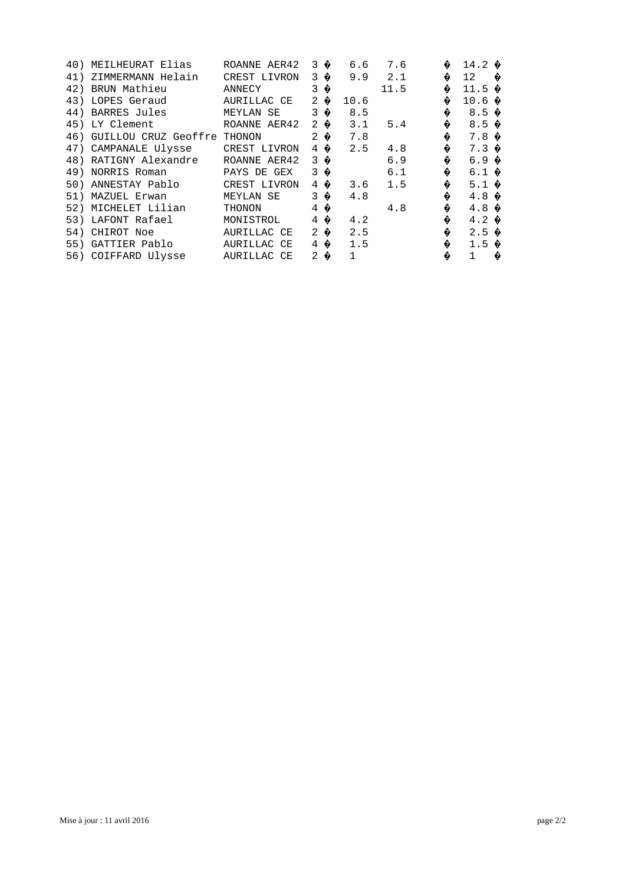| | | | | | | | | | |
|---|---|---|---|---|---|---|---|---|---|
| 40) | MEILHEURAT Elias | ROANNE AER42 | 3 | � | 6.6 | 7.6 | � | 14.2 | � |
| 41) | ZIMMERMANN Helain | CREST LIVRON | 3 | � | 9.9 | 2.1 | � | 12 | � |
| 42) | BRUN Mathieu | ANNECY | 3 | � | | 11.5 | � | 11.5 | � |
| 43) | LOPES Geraud | AURILLAC CE | 2 | � | 10.6 | | � | 10.6 | � |
| 44) | BARRES Jules | MEYLAN SE | 3 | � | 8.5 | | � | 8.5 | � |
| 45) | LY Clement | ROANNE AER42 | 2 | � | 3.1 | 5.4 | � | 8.5 | � |
| 46) | GUILLOU CRUZ Geoffre | THONON | 2 | � | 7.8 | | � | 7.8 | � |
| 47) | CAMPANALE Ulysse | CREST LIVRON | 4 | � | 2.5 | 4.8 | � | 7.3 | � |
| 48) | RATIGNY Alexandre | ROANNE AER42 | 3 | � | | 6.9 | � | 6.9 | � |
| 49) | NORRIS Roman | PAYS DE GEX | 3 | � | | 6.1 | � | 6.1 | � |
| 50) | ANNESTAY Pablo | CREST LIVRON | 4 | � | 3.6 | 1.5 | � | 5.1 | � |
| 51) | MAZUEL Erwan | MEYLAN SE | 3 | � | 4.8 | | � | 4.8 | � |
| 52) | MICHELET Lilian | THONON | 4 | � | | 4.8 | � | 4.8 | � |
| 53) | LAFONT Rafael | MONISTROL | 4 | � | 4.2 | | � | 4.2 | � |
| 54) | CHIROT Noe | AURILLAC CE | 2 | � | 2.5 | | � | 2.5 | � |
| 55) | GATTIER Pablo | AURILLAC CE | 4 | � | 1.5 | | � | 1.5 | � |
| 56) | COIFFARD Ulysse | AURILLAC CE | 2 | � | 1 | | � | 1 | � |